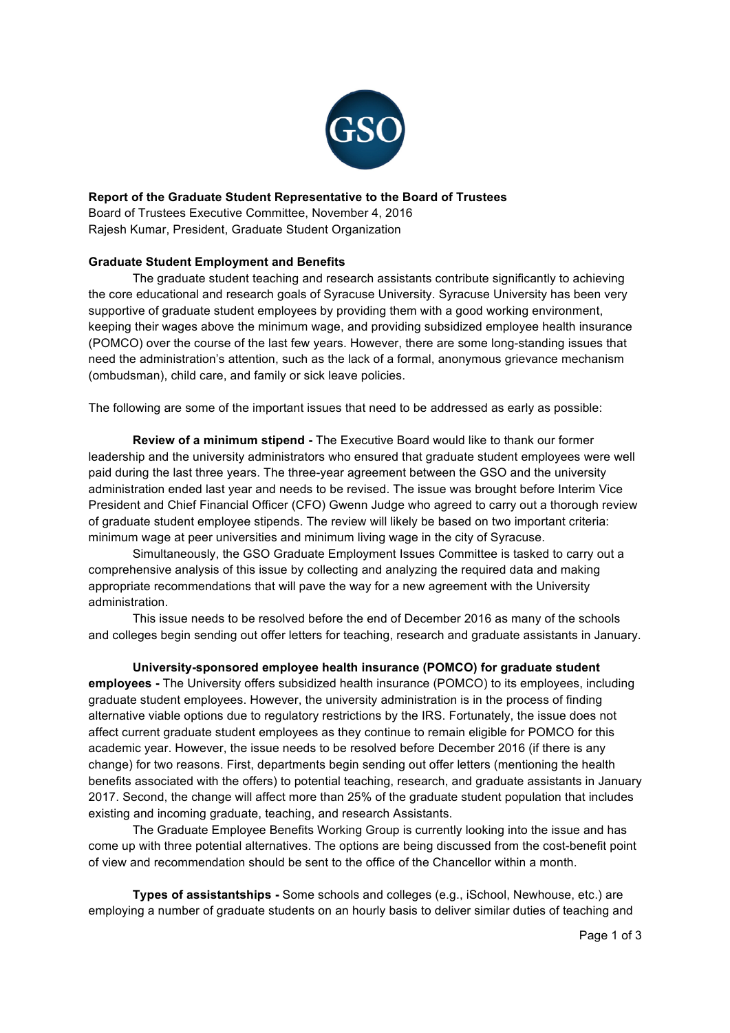**Report of the Graduate Student Representative to the Board of Trustees**
Board of Trustees Executive Committee, November 4, 2016
Rajesh Kumar, President, Graduate Student Organization

**Graduate Student Employment and Benefits**

The graduate student teaching and research assistants contribute significantly to achieving the core educational and research goals of Syracuse University. Syracuse University has been very supportive of graduate student employees by providing them with a good working environment, keeping their wages above the minimum wage, and providing subsidized employee health insurance (POMCO) over the course of the last few years. However, there are some long-standing issues that need the administration's attention, such as the lack of a formal, anonymous grievance mechanism (ombudsman), child care, and family or sick leave policies.

The following are some of the important issues that need to be addressed as early as possible:

**Review of a minimum stipend -** The Executive Board would like to thank our former leadership and the university administrators who ensured that graduate student employees were well paid during the last three years. The three-year agreement between the GSO and the university administration ended last year and needs to be revised. The issue was brought before Interim Vice President and Chief Financial Officer (CFO) Gwenn Judge who agreed to carry out a thorough review of graduate student employee stipends. The review will likely be based on two important criteria: minimum wage at peer universities and minimum living wage in the city of Syracuse.

Simultaneously, the GSO Graduate Employment Issues Committee is tasked to carry out a comprehensive analysis of this issue by collecting and analyzing the required data and making appropriate recommendations that will pave the way for a new agreement with the University administration.

This issue needs to be resolved before the end of December 2016 as many of the schools and colleges begin sending out offer letters for teaching, research and graduate assistants in January.

**University-sponsored employee health insurance (POMCO) for graduate student employees -** The University offers subsidized health insurance (POMCO) to its employees, including graduate student employees. However, the university administration is in the process of finding alternative viable options due to regulatory restrictions by the IRS. Fortunately, the issue does not affect current graduate student employees as they continue to remain eligible for POMCO for this academic year. However, the issue needs to be resolved before December 2016 (if there is any change) for two reasons. First, departments begin sending out offer letters (mentioning the health benefits associated with the offers) to potential teaching, research, and graduate assistants in January 2017. Second, the change will affect more than 25% of the graduate student population that includes existing and incoming graduate, teaching, and research Assistants.

The Graduate Employee Benefits Working Group is currently looking into the issue and has come up with three potential alternatives. The options are being discussed from the cost-benefit point of view and recommendation should be sent to the office of the Chancellor within a month.

**Types of assistantships -** Some schools and colleges (e.g., iSchool, Newhouse, etc.) are employing a number of graduate students on an hourly basis to deliver similar duties of teaching and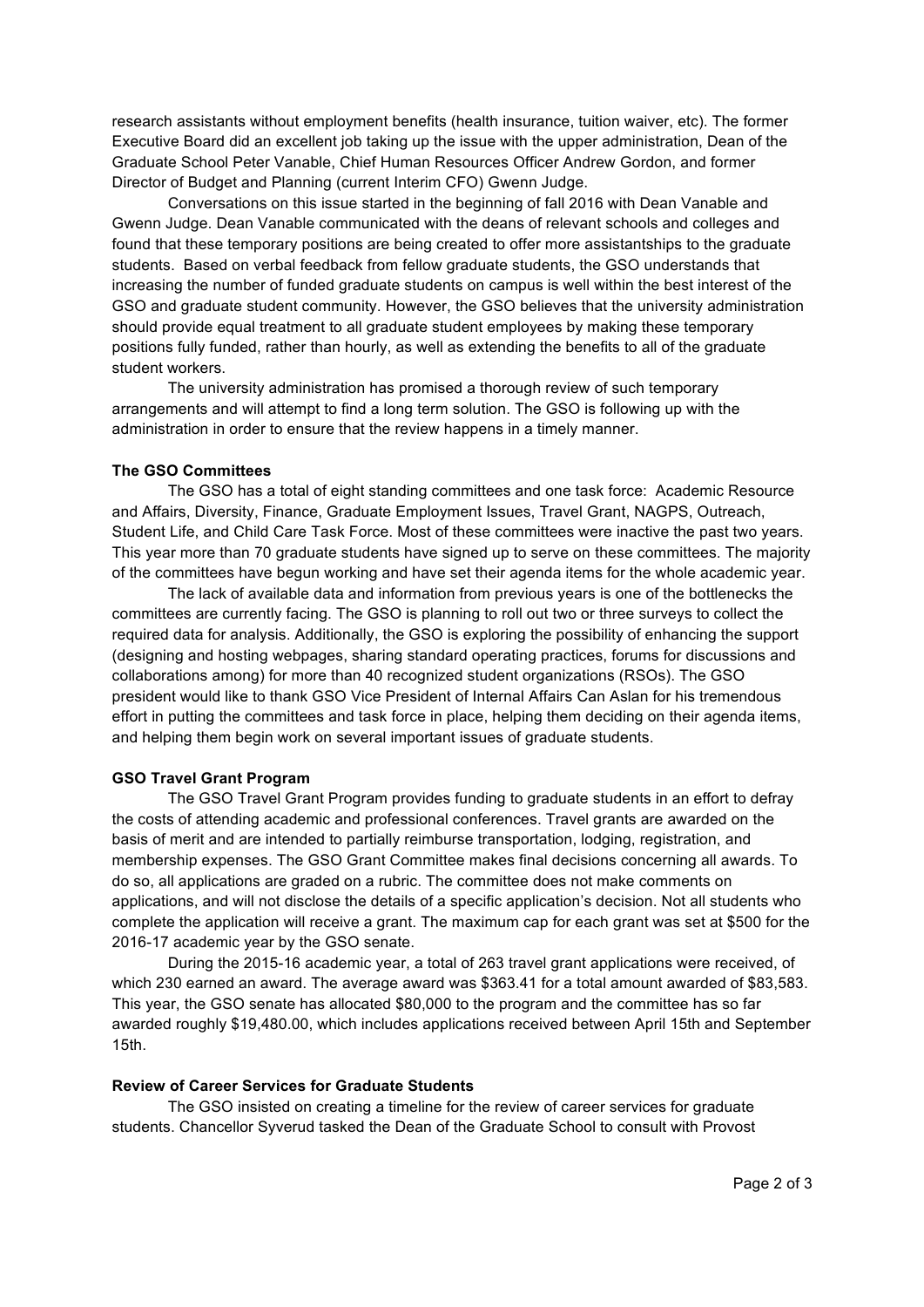research assistants without employment benefits (health insurance, tuition waiver, etc). The former Executive Board did an excellent job taking up the issue with the upper administration, Dean of the Graduate School Peter Vanable, Chief Human Resources Officer Andrew Gordon, and former Director of Budget and Planning (current Interim CFO) Gwenn Judge.

Conversations on this issue started in the beginning of fall 2016 with Dean Vanable and Gwenn Judge. Dean Vanable communicated with the deans of relevant schools and colleges and found that these temporary positions are being created to offer more assistantships to the graduate students. Based on verbal feedback from fellow graduate students, the GSO understands that increasing the number of funded graduate students on campus is well within the best interest of the GSO and graduate student community. However, the GSO believes that the university administration should provide equal treatment to all graduate student employees by making these temporary positions fully funded, rather than hourly, as well as extending the benefits to all of the graduate student workers.

The university administration has promised a thorough review of such temporary arrangements and will attempt to find a long term solution. The GSO is following up with the administration in order to ensure that the review happens in a timely manner.

**The GSO Committees**

The GSO has a total of eight standing committees and one task force: Academic Resource and Affairs, Diversity, Finance, Graduate Employment Issues, Travel Grant, NAGPS, Outreach, Student Life, and Child Care Task Force. Most of these committees were inactive the past two years. This year more than 70 graduate students have signed up to serve on these committees. The majority of the committees have begun working and have set their agenda items for the whole academic year.

The lack of available data and information from previous years is one of the bottlenecks the committees are currently facing. The GSO is planning to roll out two or three surveys to collect the required data for analysis. Additionally, the GSO is exploring the possibility of enhancing the support (designing and hosting webpages, sharing standard operating practices, forums for discussions and collaborations among) for more than 40 recognized student organizations (RSOs). The GSO president would like to thank GSO Vice President of Internal Affairs Can Aslan for his tremendous effort in putting the committees and task force in place, helping them deciding on their agenda items, and helping them begin work on several important issues of graduate students.

**GSO Travel Grant Program**

The GSO Travel Grant Program provides funding to graduate students in an effort to defray the costs of attending academic and professional conferences. Travel grants are awarded on the basis of merit and are intended to partially reimburse transportation, lodging, registration, and membership expenses. The GSO Grant Committee makes final decisions concerning all awards. To do so, all applications are graded on a rubric. The committee does not make comments on applications, and will not disclose the details of a specific application's decision. Not all students who complete the application will receive a grant. The maximum cap for each grant was set at $500 for the 2016-17 academic year by the GSO senate.

During the 2015-16 academic year, a total of 263 travel grant applications were received, of which 230 earned an award. The average award was $363.41 for a total amount awarded of $83,583. This year, the GSO senate has allocated $80,000 to the program and the committee has so far awarded roughly $19,480.00, which includes applications received between April 15th and September 15th.

**Review of Career Services for Graduate Students**

The GSO insisted on creating a timeline for the review of career services for graduate students. Chancellor Syverud tasked the Dean of the Graduate School to consult with Provost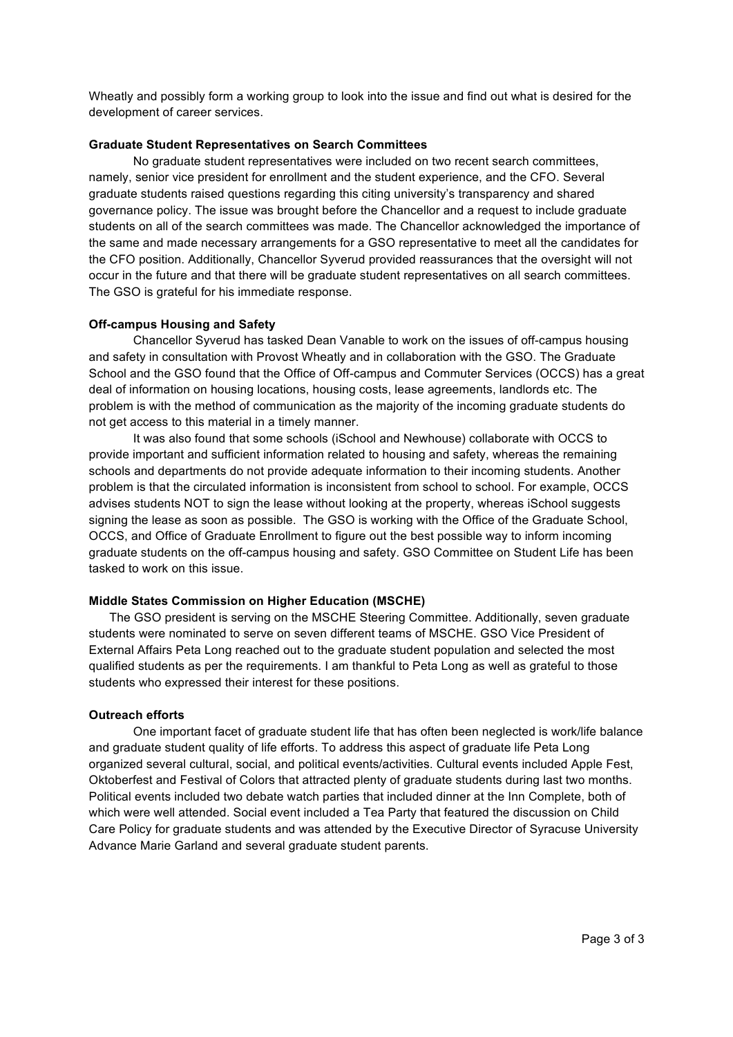Wheatly and possibly form a working group to look into the issue and find out what is desired for the development of career services.

**Graduate Student Representatives on Search Committees**

No graduate student representatives were included on two recent search committees, namely, senior vice president for enrollment and the student experience, and the CFO. Several graduate students raised questions regarding this citing university's transparency and shared governance policy. The issue was brought before the Chancellor and a request to include graduate students on all of the search committees was made. The Chancellor acknowledged the importance of the same and made necessary arrangements for a GSO representative to meet all the candidates for the CFO position. Additionally, Chancellor Syverud provided reassurances that the oversight will not occur in the future and that there will be graduate student representatives on all search committees. The GSO is grateful for his immediate response.

**Off-campus Housing and Safety**

Chancellor Syverud has tasked Dean Vanable to work on the issues of off-campus housing and safety in consultation with Provost Wheatly and in collaboration with the GSO. The Graduate School and the GSO found that the Office of Off-campus and Commuter Services (OCCS) has a great deal of information on housing locations, housing costs, lease agreements, landlords etc. The problem is with the method of communication as the majority of the incoming graduate students do not get access to this material in a timely manner.

It was also found that some schools (iSchool and Newhouse) collaborate with OCCS to provide important and sufficient information related to housing and safety, whereas the remaining schools and departments do not provide adequate information to their incoming students. Another problem is that the circulated information is inconsistent from school to school. For example, OCCS advises students NOT to sign the lease without looking at the property, whereas iSchool suggests signing the lease as soon as possible. The GSO is working with the Office of the Graduate School, OCCS, and Office of Graduate Enrollment to figure out the best possible way to inform incoming graduate students on the off-campus housing and safety. GSO Committee on Student Life has been tasked to work on this issue.

**Middle States Commission on Higher Education (MSCHE)**

The GSO president is serving on the MSCHE Steering Committee. Additionally, seven graduate students were nominated to serve on seven different teams of MSCHE. GSO Vice President of External Affairs Peta Long reached out to the graduate student population and selected the most qualified students as per the requirements. I am thankful to Peta Long as well as grateful to those students who expressed their interest for these positions.

**Outreach efforts**

One important facet of graduate student life that has often been neglected is work/life balance and graduate student quality of life efforts. To address this aspect of graduate life Peta Long organized several cultural, social, and political events/activities. Cultural events included Apple Fest, Oktoberfest and Festival of Colors that attracted plenty of graduate students during last two months. Political events included two debate watch parties that included dinner at the Inn Complete, both of which were well attended. Social event included a Tea Party that featured the discussion on Child Care Policy for graduate students and was attended by the Executive Director of Syracuse University Advance Marie Garland and several graduate student parents.